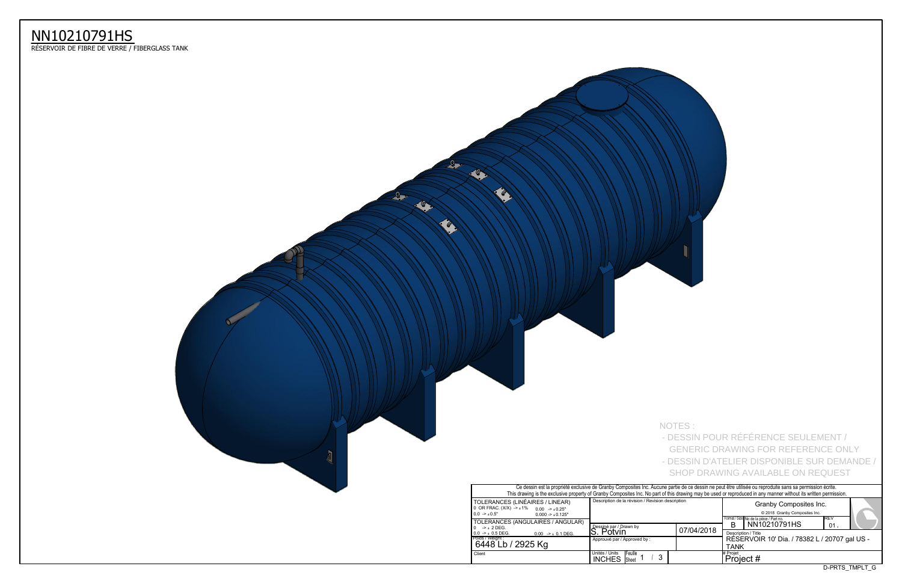# NN10210791HS

RÉSERVOIR DE FIBRE DE VERRE / FIBERGLASS TANK

NOTES :

- DESSIN POUR RÉFÉRENCE SEULEMENT / GENERIC DRAWING FOR REFERENCE ONLY
- DESSIN D'ATELIER DISPONIBLE SUR DEMANDE / SHOP DRAWING AVAILABLE ON REQUEST

Ce dessin est la propriété exclusive de Granby Composites Inc. Aucune partie de ce dessin ne peut être utilisée ou reproduite sans sa permission écrite.
This drawing is the exclusive property of Granby Composites Inc. No part of this drawing may be used or reproduced in any manner without its written permission.

| | | | |
|---|---|---|---|
| TOLERANCES (LINÉAIRES / LINEAR)<br>0 OR FRAC. (X/X) -> ± 1%  0.00 -> ± 0.25"<br>0.0 -> ± 0.5"  0.000 -> ± 0.125" | Description de la révision / Revision description | | Granby Composites Inc.<br>© 2018 Granby Composites Inc. |
| TOLERANCES (ANGULAIRES / ANGULAR)<br>0 -> ± 2 DEG.<br>0.0 -> ± 0.5 DEG.  0.00 -> ± 0.1 DEG. | Dessiné par / Drawn by<br>S. Potvin | 07/04/2018 | Format / Size: B<br>No de la pièce / Part no.: NN10210791HS<br>REV: 01. |
| Poids / Weight :<br>6448 Lb / 2925 Kg | Approuvé par / Approved by : | | Description / Title<br>RÉSERVOIR 10' Dia. / 78382 L / 20707 gal US - TANK |
| Client | Unités / Units: INCHES<br>Feuille / Sheet: 1 / 3 | | # Projet<br>Project # |

D-PRTS_TMPLT_G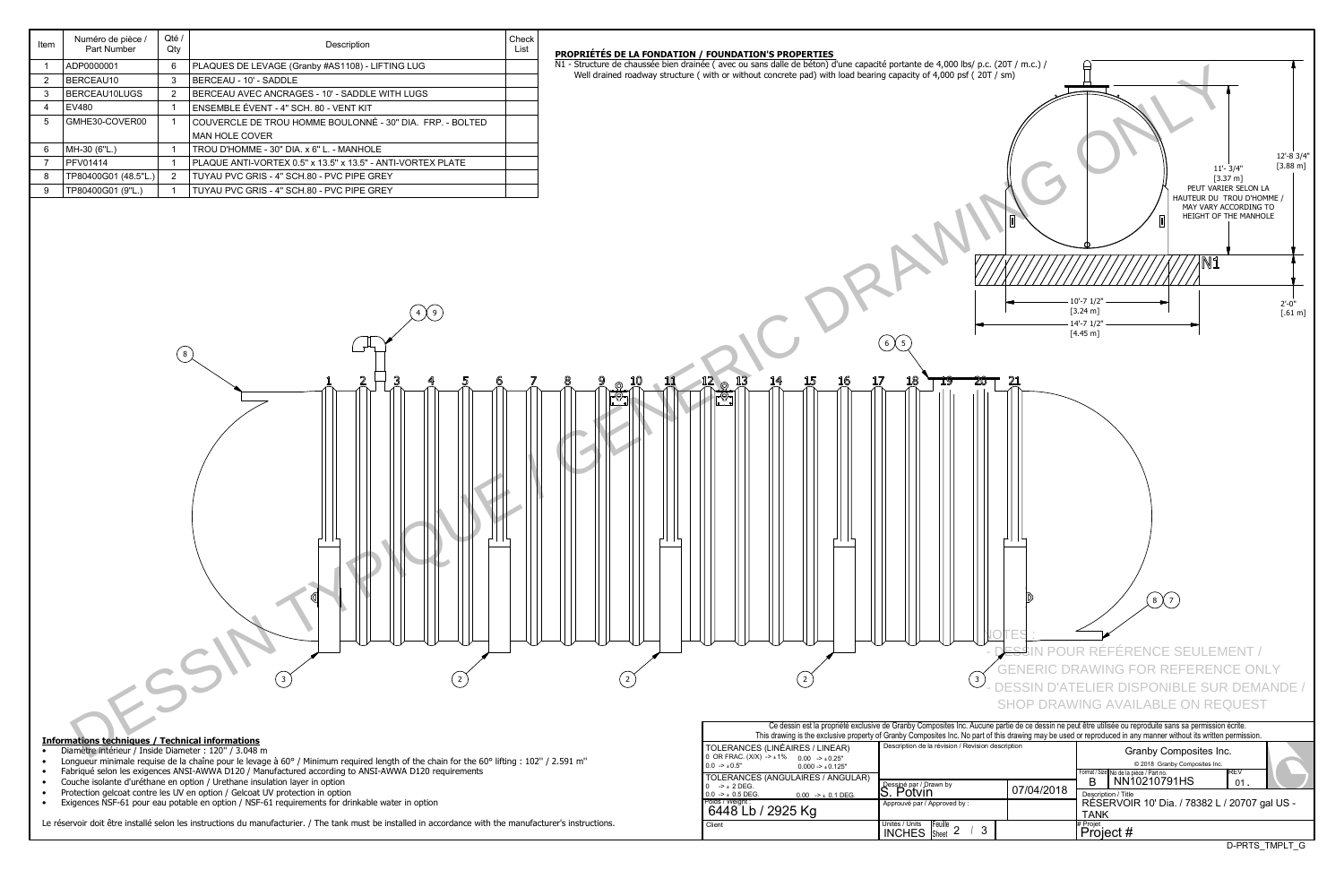| Item | Numéro de pièce / Part Number | Qté / Qty | Description | Check List |
|---|---|---|---|---|
| 1 | ADP0000001 | 6 | PLAQUES DE LEVAGE (Granby #AS1108) - LIFTING LUG | |
| 2 | BERCEAU10 | 3 | BERCEAU - 10' - SADDLE | |
| 3 | BERCEAU10LUGS | 2 | BERCEAU AVEC ANCRAGES - 10' - SADDLE WITH LUGS | |
| 4 | EV480 | 1 | ENSEMBLE ÉVENT - 4" SCH. 80 - VENT KIT | |
| 5 | GMHE30-COVER00 | 1 | COUVERCLE DE TROU HOMME BOULONNÉ - 30" DIA. FRP. - BOLTED MAN HOLE COVER | |
| 6 | MH-30 (6"L.) | 1 | TROU D'HOMME - 30" DIA. x 6" L. - MANHOLE | |
| 7 | PFV01414 | 1 | PLAQUE ANTI-VORTEX 0.5" x 13.5" x 13.5" - ANTI-VORTEX PLATE | |
| 8 | TP80400G01 (48.5"L.) | 2 | TUYAU PVC GRIS - 4" SCH.80 - PVC PIPE GREY | |
| 9 | TP80400G01 (9"L.) | 1 | TUYAU PVC GRIS - 4" SCH.80 - PVC PIPE GREY | |

**PROPRIÉTÉS DE LA FONDATION / FOUNDATION'S PROPERTIES**

N1 - Structure de chaussée bien drainée ( avec ou sans dalle de béton) d'une capacité portante de 4,000 lbs/ p.c. (20T / m.c.) / Well drained roadway structure ( with or without concrete pad) with load bearing capacity of 4,000 psf ( 20T / sm)

12'-8 3/4" [3.88 m]

11'- 3/4" [3.37 m]

PEUT VARIER SELON LA HAUTEUR DU TROU D'HOMME / MAY VARY ACCORDING TO HEIGHT OF THE MANHOLE

N1

2'-0" [.61 m]

10'-7 1/2" [3.24 m]

14'-7 1/2" [4.45 m]

DESSIN TYPIQUE / GENERIC DRAWING ONLY

NOTES :
- DESSIN POUR RÉFÉRENCE SEULEMENT / GENERIC DRAWING FOR REFERENCE ONLY
- DESSIN D'ATELIER DISPONIBLE SUR DEMANDE / SHOP DRAWING AVAILABLE ON REQUEST

**Informations techniques / Technical informations**

- Diamètre intérieur / Inside Diameter : 120" / 3.048 m
- Longueur minimale requise de la chaîne pour le levage à 60° / Minimum required length of the chain for the 60° lifting : 102" / 2.591 m"
- Fabriqué selon les exigences ANSI-AWWA D120 / Manufactured according to ANSI-AWWA D120 requirements
- Couche isolante d'uréthane en option / Urethane insulation layer in option
- Protection gelcoat contre les UV en option / Gelcoat UV protection in option
- Exigences NSF-61 pour eau potable en option / NSF-61 requirements for drinkable water in option

Le réservoir doit être installé selon les instructions du manufacturier. / The tank must be installed in accordance with the manufacturer's instructions.

Ce dessin est la propriété exclusive de Granby Composites Inc. Aucune partie de ce dessin ne peut être utilisée ou reproduite sans sa permission écrite.
This drawing is the exclusive property of Granby Composites Inc. No part of this drawing may be used or reproduced in any manner without its written permission.

| TOLERANCES (LINÉAIRES / LINEAR) | Description de la révision / Revision description | Granby Composites Inc. © 2018 Granby Composites Inc. |
|---|---|---|
| 0 OR FRAC. (X/X) -> ± 1% 0.00 -> ± 0.25"; 0.0 -> ± 0.5" 0.000 -> ± 0.125" | | Format / Size: B — No de la pièce / Part no.: NN10210791HS — REV: 01 |
| TOLERANCES (ANGULAIRES / ANGULAR) 0 -> ± 2 DEG. 0.0 -> ± 0.5 DEG. 0.00 -> ± 0.1 DEG. | Dessiné par / Drawn by: S. Potvin — 07/04/2018 | Description / Title: RÉSERVOIR 10' Dia. / 78382 L / 20707 gal US - TANK |
| Poids / Weight: 6448 Lb / 2925 Kg | Approuvé par / Approved by : | |
| Client | Unités / Units: INCHES — Feuille / Sheet: 2 / 3 | # Projet: Project # |

D-PRTS_TMPLT_G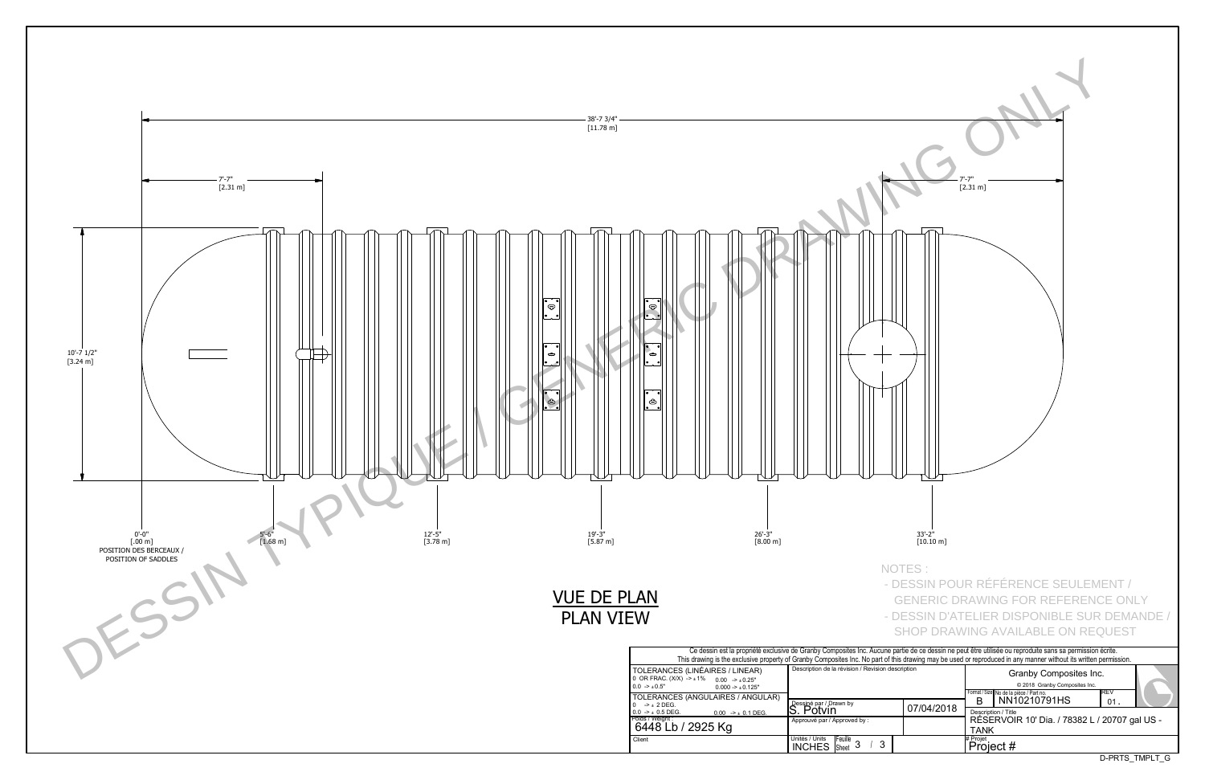38'-7 3/4"
[11.78 m]

7'-7"
[2.31 m]

7'-7"
[2.31 m]

10'-7 1/2"
[3.24 m]

0'-0"
[.00 m]
POSITION DES BERCEAUX /
POSITION OF SADDLES

5'-6"
[1.68 m]

12'-5"
[3.78 m]

19'-3"
[5.87 m]

26'-3"
[8.00 m]

33'-2"
[10.10 m]

DESSIN TYPIQUE / GENERIC DRAWING ONLY

# VUE DE PLAN
# PLAN VIEW

NOTES :

- DESSIN POUR RÉFÉRENCE SEULEMENT / GENERIC DRAWING FOR REFERENCE ONLY
- DESSIN D'ATELIER DISPONIBLE SUR DEMANDE / SHOP DRAWING AVAILABLE ON REQUEST

Ce dessin est la propriété exclusive de Granby Composites Inc. Aucune partie de ce dessin ne peut être utilisée ou reproduite sans sa permission écrite.
This drawing is the exclusive property of Granby Composites Inc. No part of this drawing may be used or reproduced in any manner without its written permission.

| TOLERANCES (LINÉAIRES / LINEAR) | Description de la révision / Revision description | | Granby Composites Inc. |
|---|---|---|---|
| 0 OR FRAC. (X/X) -> ± 1% 0.00 -> ± 0.25" | | | © 2018 Granby Composites Inc. |
| 0.0 -> ± 0.5" 0.000 -> ± 0.125" | | | Format / Size: B — No de la pièce / Part no.: NN10210791HS — REV: 01. |
| TOLERANCES (ANGULAIRES / ANGULAR) | Dessiné par / Drawn by: S. Potvin | 07/04/2018 | Description / Title |
| 0 -> ± 2 DEG. 0.0 -> ± 0.5 DEG. 0.00 -> ± 0.1 DEG. | Approuvé par / Approved by : | | RÉSERVOIR 10' Dia. / 78382 L / 20707 gal US - TANK |
| Poids / Weight : 6448 Lb / 2925 Kg | | | |
| Client | Unités / Units: INCHES — Feuille / Sheet: 3 / 3 | | # Projet: Project # |

D-PRTS_TMPLT_G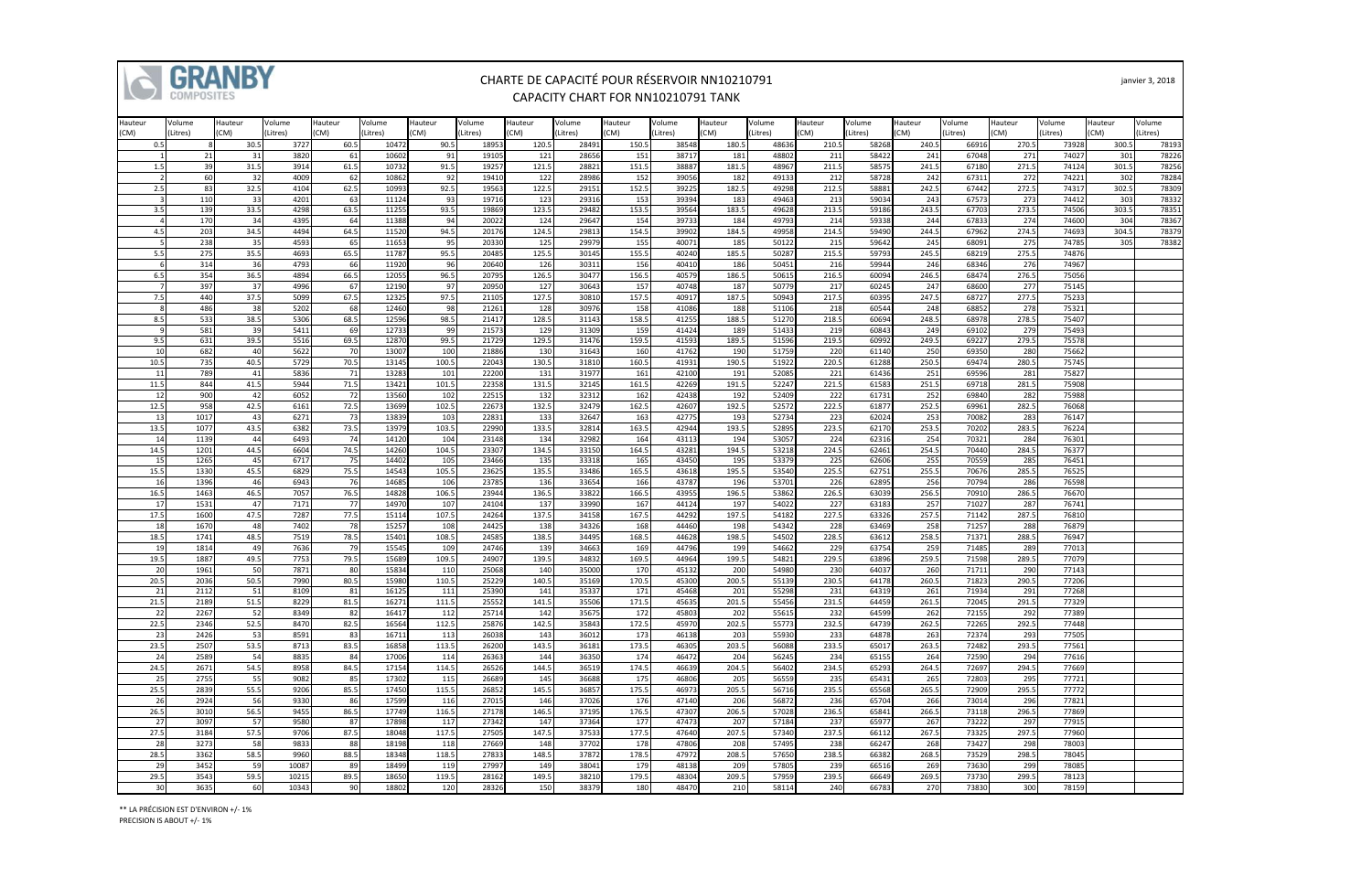GRANBY COMPOSITES

# CHARTE DE CAPACITÉ POUR RÉSERVOIR NN10210791
## CAPACITY CHART FOR NN10210791 TANK

janvier 3, 2018

| Hauteur (CM) | Volume (Litres) | Hauteur (CM) | Volume (Litres) | Hauteur (CM) | Volume (Litres) | Hauteur (CM) | Volume (Litres) | Hauteur (CM) | Volume (Litres) | Hauteur (CM) | Volume (Litres) | Hauteur (CM) | Volume (Litres) | Hauteur (CM) | Volume (Litres) | Hauteur (CM) | Volume (Litres) | Hauteur (CM) | Volume (Litres) | Hauteur (CM) | Volume (Litres) |
|---|---|---|---|---|---|---|---|---|---|---|---|---|---|---|---|---|---|---|---|---|---|
| 0.5 | 8 | 30.5 | 3727 | 60.5 | 10472 | 90.5 | 18953 | 120.5 | 28491 | 150.5 | 38548 | 180.5 | 48636 | 210.5 | 58268 | 240.5 | 66916 | 270.5 | 73928 | 300.5 | 78193 |
| 1 | 21 | 31 | 3820 | 61 | 10602 | 91 | 19105 | 121 | 28656 | 151 | 38717 | 181 | 48802 | 211 | 58422 | 241 | 67048 | 271 | 74027 | 301 | 78226 |
| 1.5 | 39 | 31.5 | 3914 | 61.5 | 10732 | 91.5 | 19257 | 121.5 | 28821 | 151.5 | 38887 | 181.5 | 48967 | 211.5 | 58575 | 241.5 | 67180 | 271.5 | 74124 | 301.5 | 78256 |
| 2 | 60 | 32 | 4009 | 62 | 10862 | 92 | 19410 | 122 | 28986 | 152 | 39056 | 182 | 49133 | 212 | 58728 | 242 | 67311 | 272 | 74221 | 302 | 78284 |
| 2.5 | 83 | 32.5 | 4104 | 62.5 | 10993 | 92.5 | 19563 | 122.5 | 29151 | 152.5 | 39225 | 182.5 | 49298 | 212.5 | 58881 | 242.5 | 67442 | 272.5 | 74317 | 302.5 | 78309 |
| 3 | 110 | 33 | 4201 | 63 | 11124 | 93 | 19716 | 123 | 29316 | 153 | 39394 | 183 | 49463 | 213 | 59034 | 243 | 67573 | 273 | 74412 | 303 | 78332 |
| 3.5 | 139 | 33.5 | 4298 | 63.5 | 11255 | 93.5 | 19869 | 123.5 | 29482 | 153.5 | 39564 | 183.5 | 49628 | 213.5 | 59186 | 243.5 | 67703 | 273.5 | 74506 | 303.5 | 78351 |
| 4 | 170 | 34 | 4395 | 64 | 11388 | 94 | 20022 | 124 | 29647 | 154 | 39733 | 184 | 49793 | 214 | 59338 | 244 | 67833 | 274 | 74600 | 304 | 78367 |
| 4.5 | 203 | 34.5 | 4494 | 64.5 | 11520 | 94.5 | 20176 | 124.5 | 29813 | 154.5 | 39902 | 184.5 | 49958 | 214.5 | 59490 | 244.5 | 67962 | 274.5 | 74693 | 304.5 | 78379 |
| 5 | 238 | 35 | 4593 | 65 | 11653 | 95 | 20330 | 125 | 29979 | 155 | 40071 | 185 | 50122 | 215 | 59642 | 245 | 68091 | 275 | 74785 | 305 | 78382 |
| 5.5 | 275 | 35.5 | 4693 | 65.5 | 11787 | 95.5 | 20485 | 125.5 | 30145 | 155.5 | 40240 | 185.5 | 50287 | 215.5 | 59793 | 245.5 | 68219 | 275.5 | 74876 | | |
| 6 | 314 | 36 | 4793 | 66 | 11920 | 96 | 20640 | 126 | 30311 | 156 | 40410 | 186 | 50451 | 216 | 59944 | 246 | 68346 | 276 | 74967 | | |
| 6.5 | 354 | 36.5 | 4894 | 66.5 | 12055 | 96.5 | 20795 | 126.5 | 30477 | 156.5 | 40579 | 186.5 | 50615 | 216.5 | 60094 | 246.5 | 68474 | 276.5 | 75056 | | |
| 7 | 397 | 37 | 4996 | 67 | 12190 | 97 | 20950 | 127 | 30643 | 157 | 40748 | 187 | 50779 | 217 | 60245 | 247 | 68600 | 277 | 75145 | | |
| 7.5 | 440 | 37.5 | 5099 | 67.5 | 12325 | 97.5 | 21105 | 127.5 | 30810 | 157.5 | 40917 | 187.5 | 50943 | 217.5 | 60395 | 247.5 | 68727 | 277.5 | 75233 | | |
| 8 | 486 | 38 | 5202 | 68 | 12460 | 98 | 21261 | 128 | 30976 | 158 | 41086 | 188 | 51106 | 218 | 60544 | 248 | 68852 | 278 | 75321 | | |
| 8.5 | 533 | 38.5 | 5306 | 68.5 | 12596 | 98.5 | 21417 | 128.5 | 31143 | 158.5 | 41255 | 188.5 | 51270 | 218.5 | 60694 | 248.5 | 68978 | 278.5 | 75407 | | |
| 9 | 581 | 39 | 5411 | 69 | 12733 | 99 | 21573 | 129 | 31309 | 159 | 41424 | 189 | 51433 | 219 | 60843 | 249 | 69102 | 279 | 75493 | | |
| 9.5 | 631 | 39.5 | 5516 | 69.5 | 12870 | 99.5 | 21729 | 129.5 | 31476 | 159.5 | 41593 | 189.5 | 51596 | 219.5 | 60992 | 249.5 | 69227 | 279.5 | 75578 | | |
| 10 | 682 | 40 | 5622 | 70 | 13007 | 100 | 21886 | 130 | 31643 | 160 | 41762 | 190 | 51759 | 220 | 61140 | 250 | 69350 | 280 | 75662 | | |
| 10.5 | 735 | 40.5 | 5729 | 70.5 | 13145 | 100.5 | 22043 | 130.5 | 31810 | 160.5 | 41931 | 190.5 | 51922 | 220.5 | 61288 | 250.5 | 69474 | 280.5 | 75745 | | |
| 11 | 789 | 41 | 5836 | 71 | 13283 | 101 | 22200 | 131 | 31977 | 161 | 42100 | 191 | 52085 | 221 | 61436 | 251 | 69596 | 281 | 75827 | | |
| 11.5 | 844 | 41.5 | 5944 | 71.5 | 13421 | 101.5 | 22358 | 131.5 | 32145 | 161.5 | 42269 | 191.5 | 52247 | 221.5 | 61583 | 251.5 | 69718 | 281.5 | 75908 | | |
| 12 | 900 | 42 | 6052 | 72 | 13560 | 102 | 22515 | 132 | 32312 | 162 | 42438 | 192 | 52409 | 222 | 61731 | 252 | 69840 | 282 | 75988 | | |
| 12.5 | 958 | 42.5 | 6161 | 72.5 | 13699 | 102.5 | 22673 | 132.5 | 32479 | 162.5 | 42607 | 192.5 | 52572 | 222.5 | 61877 | 252.5 | 69961 | 282.5 | 76068 | | |
| 13 | 1017 | 43 | 6271 | 73 | 13839 | 103 | 22831 | 133 | 32647 | 163 | 42775 | 193 | 52734 | 223 | 62024 | 253 | 70082 | 283 | 76147 | | |
| 13.5 | 1077 | 43.5 | 6382 | 73.5 | 13979 | 103.5 | 22990 | 133.5 | 32814 | 163.5 | 42944 | 193.5 | 52895 | 223.5 | 62170 | 253.5 | 70202 | 283.5 | 76224 | | |
| 14 | 1139 | 44 | 6493 | 74 | 14120 | 104 | 23148 | 134 | 32982 | 164 | 43113 | 194 | 53057 | 224 | 62316 | 254 | 70321 | 284 | 76301 | | |
| 14.5 | 1201 | 44.5 | 6604 | 74.5 | 14260 | 104.5 | 23307 | 134.5 | 33150 | 164.5 | 43281 | 194.5 | 53218 | 224.5 | 62461 | 254.5 | 70440 | 284.5 | 76377 | | |
| 15 | 1265 | 45 | 6717 | 75 | 14402 | 105 | 23466 | 135 | 33318 | 165 | 43450 | 195 | 53379 | 225 | 62606 | 255 | 70559 | 285 | 76451 | | |
| 15.5 | 1330 | 45.5 | 6829 | 75.5 | 14543 | 105.5 | 23625 | 135.5 | 33486 | 165.5 | 43618 | 195.5 | 53540 | 225.5 | 62751 | 255.5 | 70676 | 285.5 | 76525 | | |
| 16 | 1396 | 46 | 6943 | 76 | 14685 | 106 | 23785 | 136 | 33654 | 166 | 43787 | 196 | 53701 | 226 | 62895 | 256 | 70794 | 286 | 76598 | | |
| 16.5 | 1463 | 46.5 | 7057 | 76.5 | 14828 | 106.5 | 23944 | 136.5 | 33822 | 166.5 | 43955 | 196.5 | 53862 | 226.5 | 63039 | 256.5 | 70910 | 286.5 | 76670 | | |
| 17 | 1531 | 47 | 7171 | 77 | 14970 | 107 | 24104 | 137 | 33990 | 167 | 44124 | 197 | 54022 | 227 | 63183 | 257 | 71027 | 287 | 76741 | | |
| 17.5 | 1600 | 47.5 | 7287 | 77.5 | 15114 | 107.5 | 24264 | 137.5 | 34158 | 167.5 | 44292 | 197.5 | 54182 | 227.5 | 63326 | 257.5 | 71142 | 287.5 | 76810 | | |
| 18 | 1670 | 48 | 7402 | 78 | 15257 | 108 | 24425 | 138 | 34326 | 168 | 44460 | 198 | 54342 | 228 | 63469 | 258 | 71257 | 288 | 76879 | | |
| 18.5 | 1741 | 48.5 | 7519 | 78.5 | 15401 | 108.5 | 24585 | 138.5 | 34495 | 168.5 | 44628 | 198.5 | 54502 | 228.5 | 63612 | 258.5 | 71371 | 288.5 | 76947 | | |
| 19 | 1814 | 49 | 7636 | 79 | 15545 | 109 | 24746 | 139 | 34663 | 169 | 44796 | 199 | 54662 | 229 | 63754 | 259 | 71485 | 289 | 77013 | | |
| 19.5 | 1887 | 49.5 | 7753 | 79.5 | 15689 | 109.5 | 24907 | 139.5 | 34832 | 169.5 | 44964 | 199.5 | 54821 | 229.5 | 63896 | 259.5 | 71598 | 289.5 | 77079 | | |
| 20 | 1961 | 50 | 7871 | 80 | 15834 | 110 | 25068 | 140 | 35000 | 170 | 45132 | 200 | 54980 | 230 | 64037 | 260 | 71711 | 290 | 77143 | | |
| 20.5 | 2036 | 50.5 | 7990 | 80.5 | 15980 | 110.5 | 25229 | 140.5 | 35169 | 170.5 | 45300 | 200.5 | 55139 | 230.5 | 64178 | 260.5 | 71823 | 290.5 | 77206 | | |
| 21 | 2112 | 51 | 8109 | 81 | 16125 | 111 | 25390 | 141 | 35337 | 171 | 45468 | 201 | 55298 | 231 | 64319 | 261 | 71934 | 291 | 77268 | | |
| 21.5 | 2189 | 51.5 | 8229 | 81.5 | 16271 | 111.5 | 25552 | 141.5 | 35506 | 171.5 | 45635 | 201.5 | 55456 | 231.5 | 64459 | 261.5 | 72045 | 291.5 | 77329 | | |
| 22 | 2267 | 52 | 8349 | 82 | 16417 | 112 | 25714 | 142 | 35675 | 172 | 45803 | 202 | 55615 | 232 | 64599 | 262 | 72155 | 292 | 77389 | | |
| 22.5 | 2346 | 52.5 | 8470 | 82.5 | 16564 | 112.5 | 25876 | 142.5 | 35843 | 172.5 | 45970 | 202.5 | 55773 | 232.5 | 64739 | 262.5 | 72265 | 292.5 | 77448 | | |
| 23 | 2426 | 53 | 8591 | 83 | 16711 | 113 | 26038 | 143 | 36012 | 173 | 46138 | 203 | 55930 | 233 | 64878 | 263 | 72374 | 293 | 77505 | | |
| 23.5 | 2507 | 53.5 | 8713 | 83.5 | 16858 | 113.5 | 26200 | 143.5 | 36181 | 173.5 | 46305 | 203.5 | 56088 | 233.5 | 65017 | 263.5 | 72482 | 293.5 | 77561 | | |
| 24 | 2589 | 54 | 8835 | 84 | 17006 | 114 | 26363 | 144 | 36350 | 174 | 46472 | 204 | 56245 | 234 | 65155 | 264 | 72590 | 294 | 77616 | | |
| 24.5 | 2671 | 54.5 | 8958 | 84.5 | 17154 | 114.5 | 26526 | 144.5 | 36519 | 174.5 | 46639 | 204.5 | 56402 | 234.5 | 65293 | 264.5 | 72697 | 294.5 | 77669 | | |
| 25 | 2755 | 55 | 9082 | 85 | 17302 | 115 | 26689 | 145 | 36688 | 175 | 46806 | 205 | 56559 | 235 | 65431 | 265 | 72803 | 295 | 77721 | | |
| 25.5 | 2839 | 55.5 | 9206 | 85.5 | 17450 | 115.5 | 26852 | 145.5 | 36857 | 175.5 | 46973 | 205.5 | 56716 | 235.5 | 65568 | 265.5 | 72909 | 295.5 | 77772 | | |
| 26 | 2924 | 56 | 9330 | 86 | 17599 | 116 | 27015 | 146 | 37026 | 176 | 47140 | 206 | 56872 | 236 | 65704 | 266 | 73014 | 296 | 77821 | | |
| 26.5 | 3010 | 56.5 | 9455 | 86.5 | 17749 | 116.5 | 27178 | 146.5 | 37195 | 176.5 | 47307 | 206.5 | 57028 | 236.5 | 65841 | 266.5 | 73118 | 296.5 | 77869 | | |
| 27 | 3097 | 57 | 9580 | 87 | 17898 | 117 | 27342 | 147 | 37364 | 177 | 47473 | 207 | 57184 | 237 | 65977 | 267 | 73222 | 297 | 77915 | | |
| 27.5 | 3184 | 57.5 | 9706 | 87.5 | 18048 | 117.5 | 27505 | 147.5 | 37533 | 177.5 | 47640 | 207.5 | 57340 | 237.5 | 66112 | 267.5 | 73325 | 297.5 | 77960 | | |
| 28 | 3273 | 58 | 9833 | 88 | 18198 | 118 | 27669 | 148 | 37702 | 178 | 47806 | 208 | 57495 | 238 | 66247 | 268 | 73427 | 298 | 78003 | | |
| 28.5 | 3362 | 58.5 | 9960 | 88.5 | 18348 | 118.5 | 27833 | 148.5 | 37872 | 178.5 | 47972 | 208.5 | 57650 | 238.5 | 66382 | 268.5 | 73529 | 298.5 | 78045 | | |
| 29 | 3452 | 59 | 10087 | 89 | 18499 | 119 | 27997 | 149 | 38041 | 179 | 48138 | 209 | 57805 | 239 | 66516 | 269 | 73630 | 299 | 78085 | | |
| 29.5 | 3543 | 59.5 | 10215 | 89.5 | 18650 | 119.5 | 28162 | 149.5 | 38210 | 179.5 | 48304 | 209.5 | 57959 | 239.5 | 66649 | 269.5 | 73730 | 299.5 | 78123 | | |
| 30 | 3635 | 60 | 10343 | 90 | 18802 | 120 | 28326 | 150 | 38379 | 180 | 48470 | 210 | 58114 | 240 | 66783 | 270 | 73830 | 300 | 78159 | | |

** LA PRÉCISION EST D'ENVIRON +/- 1%
PRECISION IS ABOUT +/- 1%